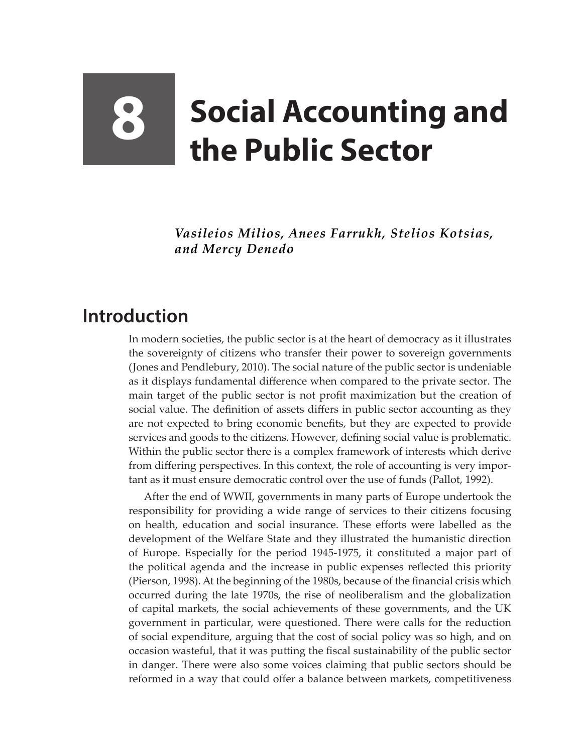# 8 Social Accounting and the Public Sector

*Vasileios Milios, Anees Farrukh, Stelios Kotsias, and Mercy Denedo*

## Introduction

In modern societies, the public sector is at the heart of democracy as it illustrates the sovereignty of citizens who transfer their power to sovereign governments (Jones and Pendlebury, 2010). The social nature of the public sector is undeniable as it displays fundamental difference when compared to the private sector. The main target of the public sector is not profit maximization but the creation of social value. The definition of assets differs in public sector accounting as they are not expected to bring economic benefits, but they are expected to provide services and goods to the citizens. However, defining social value is problematic. Within the public sector there is a complex framework of interests which derive from differing perspectives. In this context, the role of accounting is very important as it must ensure democratic control over the use of funds (Pallot, 1992).

After the end of WWII, governments in many parts of Europe undertook the responsibility for providing a wide range of services to their citizens focusing on health, education and social insurance. These efforts were labelled as the development of the Welfare State and they illustrated the humanistic direction of Europe. Especially for the period 1945-1975, it constituted a major part of the political agenda and the increase in public expenses reflected this priority (Pierson, 1998). At the beginning of the 1980s, because of the financial crisis which occurred during the late 1970s, the rise of neoliberalism and the globalization of capital markets, the social achievements of these governments, and the UK government in particular, were questioned. There were calls for the reduction of social expenditure, arguing that the cost of social policy was so high, and on occasion wasteful, that it was putting the fiscal sustainability of the public sector in danger. There were also some voices claiming that public sectors should be reformed in a way that could offer a balance between markets, competitiveness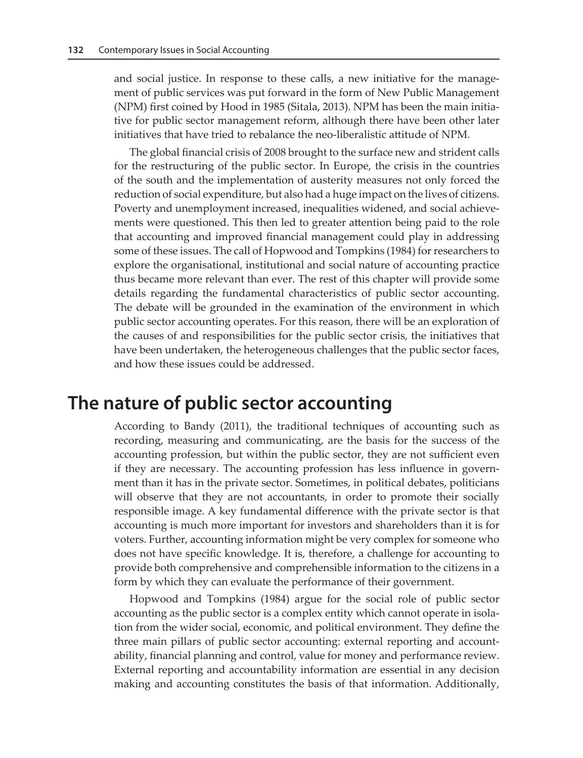and social justice. In response to these calls, a new initiative for the management of public services was put forward in the form of New Public Management (NPM) first coined by Hood in 1985 (Sitala, 2013). NPM has been the main initiative for public sector management reform, although there have been other later initiatives that have tried to rebalance the neo-liberalistic attitude of NPM.

The global financial crisis of 2008 brought to the surface new and strident calls for the restructuring of the public sector. In Europe, the crisis in the countries of the south and the implementation of austerity measures not only forced the reduction of social expenditure, but also had a huge impact on the lives of citizens. Poverty and unemployment increased, inequalities widened, and social achievements were questioned. This then led to greater attention being paid to the role that accounting and improved financial management could play in addressing some of these issues. The call of Hopwood and Tompkins (1984) for researchers to explore the organisational, institutional and social nature of accounting practice thus became more relevant than ever. The rest of this chapter will provide some details regarding the fundamental characteristics of public sector accounting. The debate will be grounded in the examination of the environment in which public sector accounting operates. For this reason, there will be an exploration of the causes of and responsibilities for the public sector crisis, the initiatives that have been undertaken, the heterogeneous challenges that the public sector faces, and how these issues could be addressed.

## The nature of public sector accounting

According to Bandy (2011), the traditional techniques of accounting such as recording, measuring and communicating, are the basis for the success of the accounting profession, but within the public sector, they are not sufficient even if they are necessary. The accounting profession has less influence in government than it has in the private sector. Sometimes, in political debates, politicians will observe that they are not accountants, in order to promote their socially responsible image. A key fundamental difference with the private sector is that accounting is much more important for investors and shareholders than it is for voters. Further, accounting information might be very complex for someone who does not have specific knowledge. It is, therefore, a challenge for accounting to provide both comprehensive and comprehensible information to the citizens in a form by which they can evaluate the performance of their government.

Hopwood and Tompkins (1984) argue for the social role of public sector accounting as the public sector is a complex entity which cannot operate in isolation from the wider social, economic, and political environment. They define the three main pillars of public sector accounting: external reporting and accountability, financial planning and control, value for money and performance review. External reporting and accountability information are essential in any decision making and accounting constitutes the basis of that information. Additionally,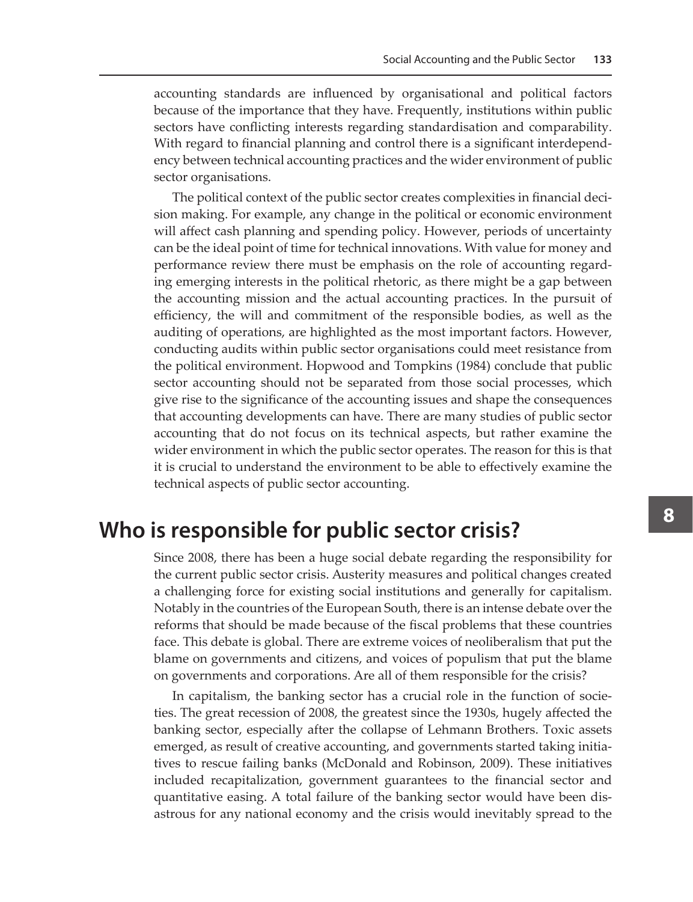accounting standards are influenced by organisational and political factors because of the importance that they have. Frequently, institutions within public sectors have conflicting interests regarding standardisation and comparability. With regard to financial planning and control there is a significant interdependency between technical accounting practices and the wider environment of public sector organisations.

The political context of the public sector creates complexities in financial decision making. For example, any change in the political or economic environment will affect cash planning and spending policy. However, periods of uncertainty can be the ideal point of time for technical innovations. With value for money and performance review there must be emphasis on the role of accounting regarding emerging interests in the political rhetoric, as there might be a gap between the accounting mission and the actual accounting practices. In the pursuit of efficiency, the will and commitment of the responsible bodies, as well as the auditing of operations, are highlighted as the most important factors. However, conducting audits within public sector organisations could meet resistance from the political environment. Hopwood and Tompkins (1984) conclude that public sector accounting should not be separated from those social processes, which give rise to the significance of the accounting issues and shape the consequences that accounting developments can have. There are many studies of public sector accounting that do not focus on its technical aspects, but rather examine the wider environment in which the public sector operates. The reason for this is that it is crucial to understand the environment to be able to effectively examine the technical aspects of public sector accounting.

## Who is responsible for public sector crisis?

Since 2008, there has been a huge social debate regarding the responsibility for the current public sector crisis. Austerity measures and political changes created a challenging force for existing social institutions and generally for capitalism. Notably in the countries of the European South, there is an intense debate over the reforms that should be made because of the fiscal problems that these countries face. This debate is global. There are extreme voices of neoliberalism that put the blame on governments and citizens, and voices of populism that put the blame on governments and corporations. Are all of them responsible for the crisis?

In capitalism, the banking sector has a crucial role in the function of societies. The great recession of 2008, the greatest since the 1930s, hugely affected the banking sector, especially after the collapse of Lehmann Brothers. Toxic assets emerged, as result of creative accounting, and governments started taking initiatives to rescue failing banks (McDonald and Robinson, 2009). These initiatives included recapitalization, government guarantees to the financial sector and quantitative easing. A total failure of the banking sector would have been disastrous for any national economy and the crisis would inevitably spread to the